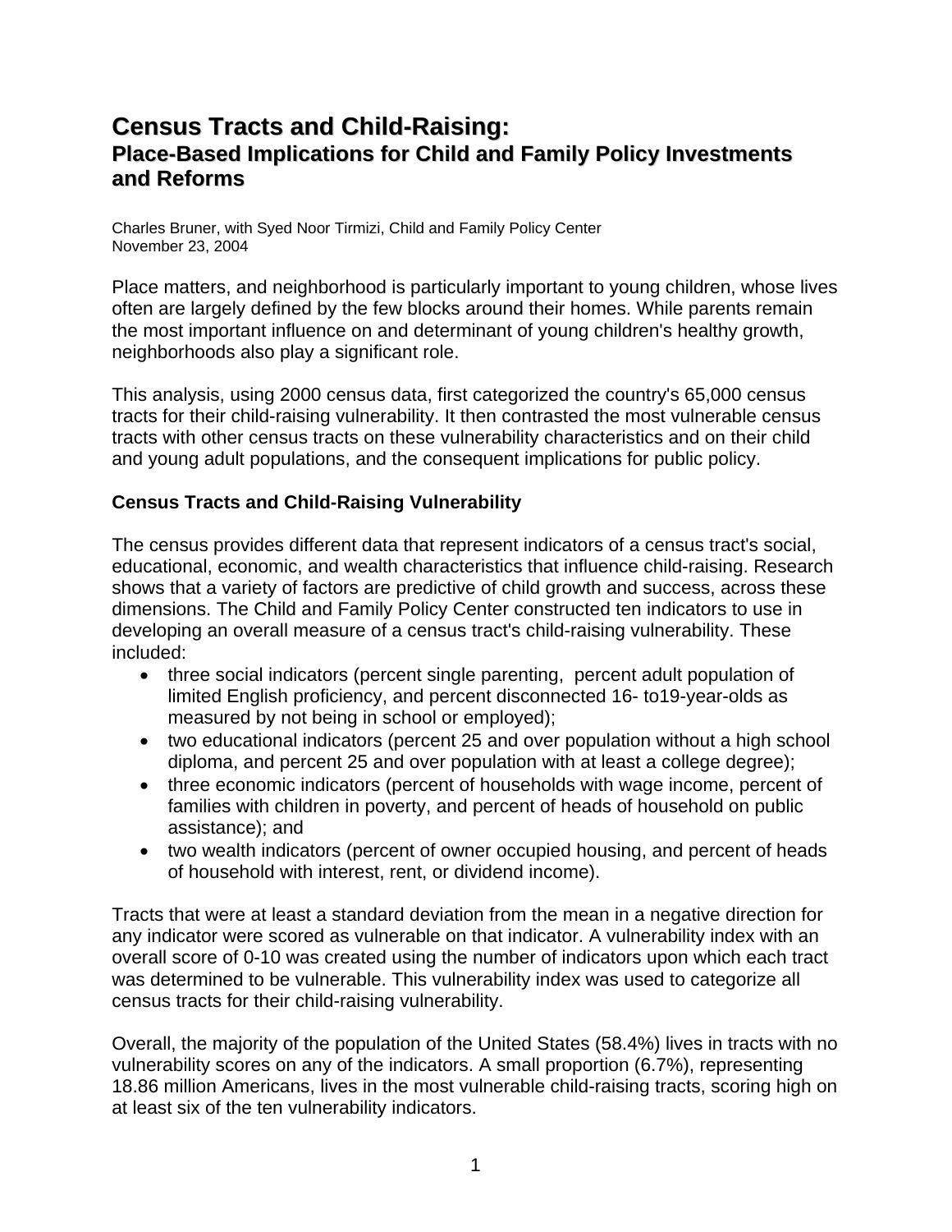# Census Tracts and Child-Raising:
## Place-Based Implications for Child and Family Policy Investments and Reforms

Charles Bruner, with Syed Noor Tirmizi, Child and Family Policy Center
November 23, 2004

Place matters, and neighborhood is particularly important to young children, whose lives often are largely defined by the few blocks around their homes. While parents remain the most important influence on and determinant of young children's healthy growth, neighborhoods also play a significant role.

This analysis, using 2000 census data, first categorized the country's 65,000 census tracts for their child-raising vulnerability. It then contrasted the most vulnerable census tracts with other census tracts on these vulnerability characteristics and on their child and young adult populations, and the consequent implications for public policy.

### Census Tracts and Child-Raising Vulnerability

The census provides different data that represent indicators of a census tract's social, educational, economic, and wealth characteristics that influence child-raising. Research shows that a variety of factors are predictive of child growth and success, across these dimensions. The Child and Family Policy Center constructed ten indicators to use in developing an overall measure of a census tract's child-raising vulnerability. These included:

- three social indicators (percent single parenting, percent adult population of limited English proficiency, and percent disconnected 16- to19-year-olds as measured by not being in school or employed);
- two educational indicators (percent 25 and over population without a high school diploma, and percent 25 and over population with at least a college degree);
- three economic indicators (percent of households with wage income, percent of families with children in poverty, and percent of heads of household on public assistance); and
- two wealth indicators (percent of owner occupied housing, and percent of heads of household with interest, rent, or dividend income).

Tracts that were at least a standard deviation from the mean in a negative direction for any indicator were scored as vulnerable on that indicator. A vulnerability index with an overall score of 0-10 was created using the number of indicators upon which each tract was determined to be vulnerable. This vulnerability index was used to categorize all census tracts for their child-raising vulnerability.

Overall, the majority of the population of the United States (58.4%) lives in tracts with no vulnerability scores on any of the indicators. A small proportion (6.7%), representing 18.86 million Americans, lives in the most vulnerable child-raising tracts, scoring high on at least six of the ten vulnerability indicators.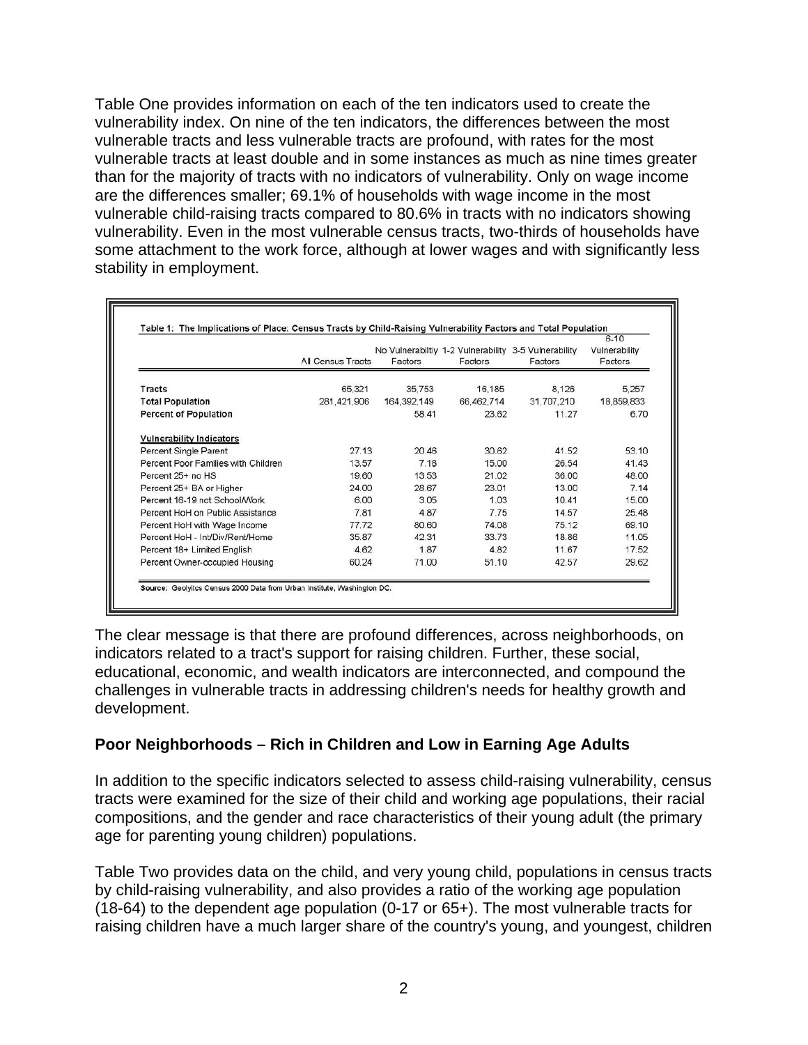Table One provides information on each of the ten indicators used to create the vulnerability index. On nine of the ten indicators, the differences between the most vulnerable tracts and less vulnerable tracts are profound, with rates for the most vulnerable tracts at least double and in some instances as much as nine times greater than for the majority of tracts with no indicators of vulnerability. Only on wage income are the differences smaller; 69.1% of households with wage income in the most vulnerable child-raising tracts compared to 80.6% in tracts with no indicators showing vulnerability. Even in the most vulnerable census tracts, two-thirds of households have some attachment to the work force, although at lower wages and with significantly less stability in employment.

**Table 1: The Implications of Place: Census Tracts by Child-Raising Vulnerability Factors and Total Population**

| | All Census Tracts | No Vulnerabiltiy Factors | 1-2 Vulnerability Factors | 3-5 Vulnerability Factors | 6-10 Vulnerability Factors |
|---|---|---|---|---|---|
| **Tracts** | 65,321 | 35,753 | 16,185 | 8,126 | 5,257 |
| **Total Population** | 281,421,906 | 164,392,149 | 66,462,714 | 31,707,210 | 18,859,833 |
| **Percent of Population** | | 58.41 | 23.62 | 11.27 | 6.70 |
| **Vulnerability Indicators** | | | | | |
| Percent Single Parent | 27.13 | 20.46 | 30.62 | 41.52 | 53.10 |
| Percent Poor Families with Children | 13.57 | 7.18 | 15.00 | 26.54 | 41.43 |
| Percent 25+ no HS | 19.60 | 13.53 | 21.02 | 36.00 | 48.00 |
| Percent 25+ BA or Higher | 24.00 | 28.67 | 23.01 | 13.00 | 7.14 |
| Percent 16-19 not School/Work | 6.00 | 3.05 | 1.03 | 10.41 | 15.00 |
| Percent HoH on Public Assistance | 7.81 | 4.87 | 7.75 | 14.57 | 25.48 |
| Percent HoH with Wage Income | 77.72 | 80.60 | 74.08 | 75.12 | 69.10 |
| Percent HoH - Int/Div/Rent/Home | 35.87 | 42.31 | 33.73 | 18.86 | 11.05 |
| Percent 18+ Limited English | 4.62 | 1.87 | 4.82 | 11.67 | 17.52 |
| Percent Owner-occupied Housing | 60.24 | 71.00 | 51.10 | 42.57 | 29.62 |

**Source:** Geolytics Census 2000 Data from Urban Institute, Washington DC.

The clear message is that there are profound differences, across neighborhoods, on indicators related to a tract's support for raising children. Further, these social, educational, economic, and wealth indicators are interconnected, and compound the challenges in vulnerable tracts in addressing children's needs for healthy growth and development.

### Poor Neighborhoods – Rich in Children and Low in Earning Age Adults

In addition to the specific indicators selected to assess child-raising vulnerability, census tracts were examined for the size of their child and working age populations, their racial compositions, and the gender and race characteristics of their young adult (the primary age for parenting young children) populations.

Table Two provides data on the child, and very young child, populations in census tracts by child-raising vulnerability, and also provides a ratio of the working age population (18-64) to the dependent age population (0-17 or 65+). The most vulnerable tracts for raising children have a much larger share of the country's young, and youngest, children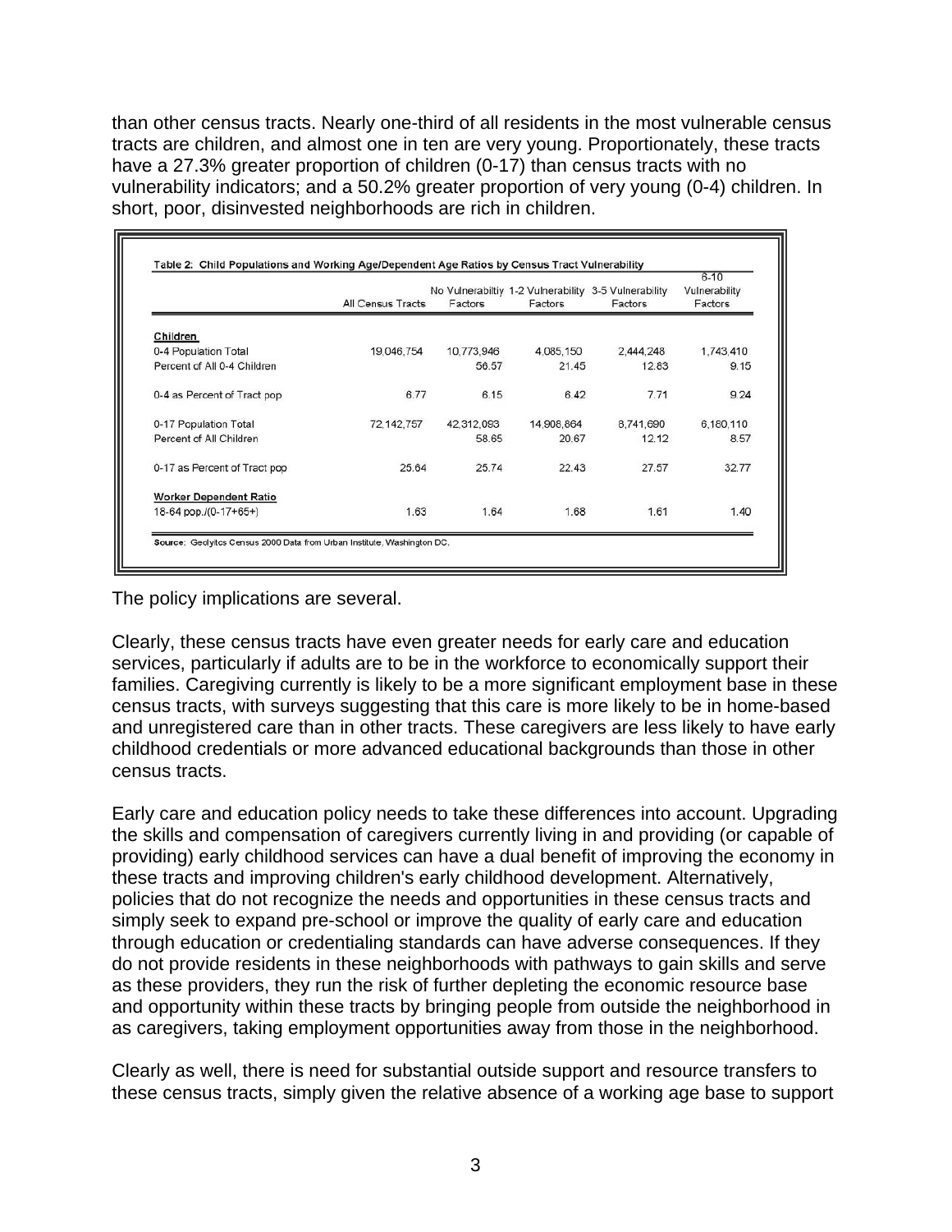than other census tracts. Nearly one-third of all residents in the most vulnerable census tracts are children, and almost one in ten are very young. Proportionately, these tracts have a 27.3% greater proportion of children (0-17) than census tracts with no vulnerability indicators; and a 50.2% greater proportion of very young (0-4) children. In short, poor, disinvested neighborhoods are rich in children.

**Table 2: Child Populations and Working Age/Dependent Age Ratios by Census Tract Vulnerability**

| | All Census Tracts | No Vulnerabiltiy Factors | 1-2 Vulnerability Factors | 3-5 Vulnerability Factors | 6-10 Vulnerability Factors |
|---|---|---|---|---|---|
| **Children** | | | | | |
| 0-4 Population Total | 19,046,754 | 10,773,946 | 4,085,150 | 2,444,248 | 1,743,410 |
| Percent of All 0-4 Children | | 56.57 | 21.45 | 12.83 | 9.15 |
| 0-4 as Percent of Tract pop | 6.77 | 6.15 | 6.42 | 7.71 | 9.24 |
| 0-17 Population Total | 72,142,757 | 42,312,093 | 14,908,864 | 8,741,690 | 6,180,110 |
| Percent of All Children | | 58.65 | 20.67 | 12.12 | 8.57 |
| 0-17 as Percent of Tract pop | 25.64 | 25.74 | 22.43 | 27.57 | 32.77 |
| **Worker Dependent Ratio** | | | | | |
| 18-64 pop./(0-17+65+) | 1.63 | 1.64 | 1.68 | 1.61 | 1.40 |

**Source:** Geolytcs Census 2000 Data from Urban Institute, Washington DC.

The policy implications are several.

Clearly, these census tracts have even greater needs for early care and education services, particularly if adults are to be in the workforce to economically support their families. Caregiving currently is likely to be a more significant employment base in these census tracts, with surveys suggesting that this care is more likely to be in home-based and unregistered care than in other tracts. These caregivers are less likely to have early childhood credentials or more advanced educational backgrounds than those in other census tracts.

Early care and education policy needs to take these differences into account. Upgrading the skills and compensation of caregivers currently living in and providing (or capable of providing) early childhood services can have a dual benefit of improving the economy in these tracts and improving children's early childhood development. Alternatively, policies that do not recognize the needs and opportunities in these census tracts and simply seek to expand pre-school or improve the quality of early care and education through education or credentialing standards can have adverse consequences. If they do not provide residents in these neighborhoods with pathways to gain skills and serve as these providers, they run the risk of further depleting the economic resource base and opportunity within these tracts by bringing people from outside the neighborhood in as caregivers, taking employment opportunities away from those in the neighborhood.

Clearly as well, there is need for substantial outside support and resource transfers to these census tracts, simply given the relative absence of a working age base to support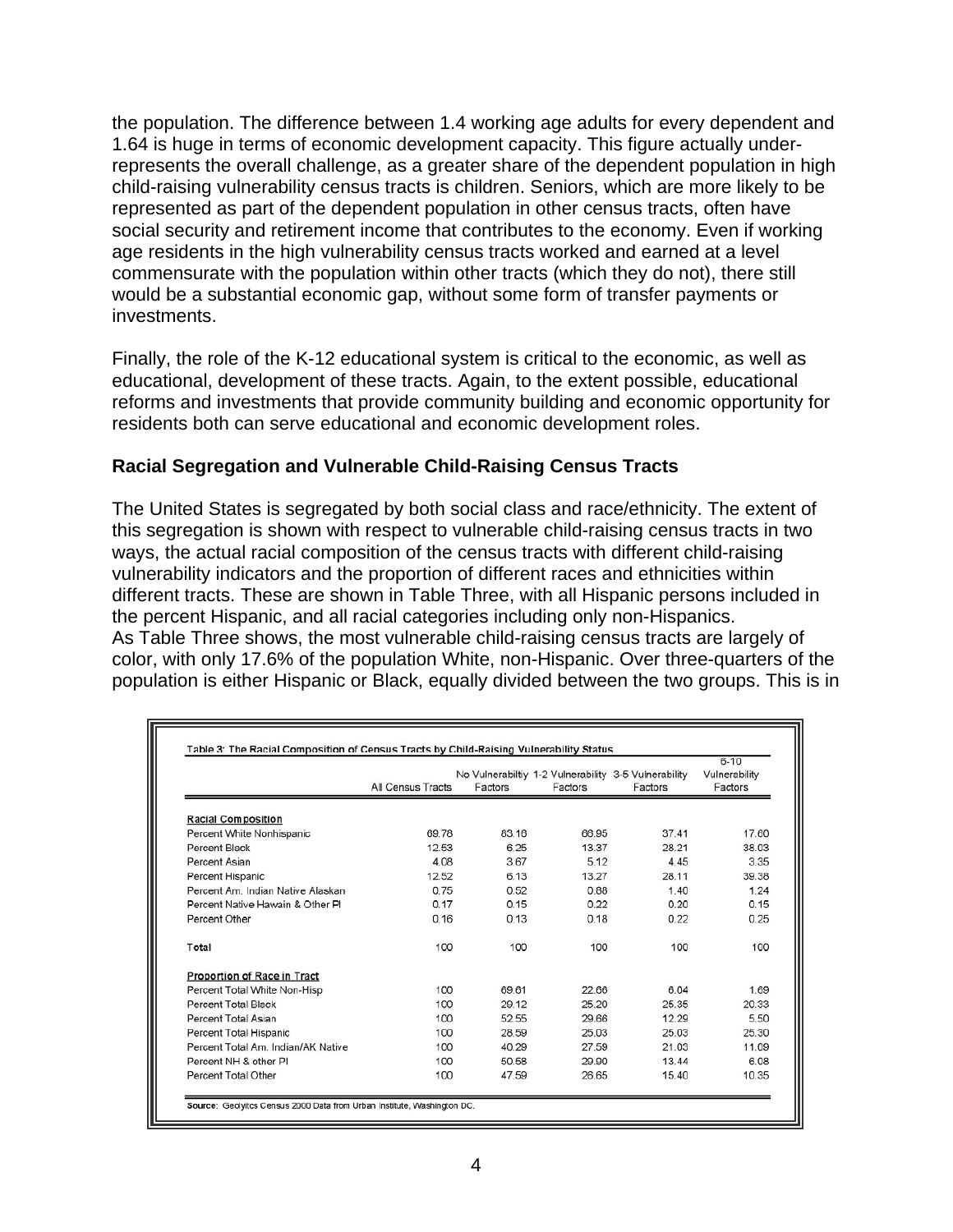the population. The difference between 1.4 working age adults for every dependent and 1.64 is huge in terms of economic development capacity. This figure actually under-represents the overall challenge, as a greater share of the dependent population in high child-raising vulnerability census tracts is children. Seniors, which are more likely to be represented as part of the dependent population in other census tracts, often have social security and retirement income that contributes to the economy. Even if working age residents in the high vulnerability census tracts worked and earned at a level commensurate with the population within other tracts (which they do not), there still would be a substantial economic gap, without some form of transfer payments or investments.

Finally, the role of the K-12 educational system is critical to the economic, as well as educational, development of these tracts. Again, to the extent possible, educational reforms and investments that provide community building and economic opportunity for residents both can serve educational and economic development roles.

### Racial Segregation and Vulnerable Child-Raising Census Tracts

The United States is segregated by both social class and race/ethnicity. The extent of this segregation is shown with respect to vulnerable child-raising census tracts in two ways, the actual racial composition of the census tracts with different child-raising vulnerability indicators and the proportion of different races and ethnicities within different tracts. These are shown in Table Three, with all Hispanic persons included in the percent Hispanic, and all racial categories including only non-Hispanics.
As Table Three shows, the most vulnerable child-raising census tracts are largely of color, with only 17.6% of the population White, non-Hispanic. Over three-quarters of the population is either Hispanic or Black, equally divided between the two groups. This is in

Table 3: The Racial Composition of Census Tracts by Child-Raising Vulnerability Status

| | All Census Tracts | No Vulnerabiltiy Factors | 1-2 Vulnerability Factors | 3-5 Vulnerability Factors | 6-10 Vulnerability Factors |
|---|---|---|---|---|---|
| **Racial Composition** | | | | | |
| Percent White Nonhispanic | 69.78 | 83.16 | 66.95 | 37.41 | 17.60 |
| Percent Black | 12.53 | 6.25 | 13.37 | 28.21 | 38.03 |
| Percent Asian | 4.08 | 3.67 | 5.12 | 4.45 | 3.35 |
| Percent Hispanic | 12.52 | 6.13 | 13.27 | 28.11 | 39.38 |
| Percent Am. Indian Native Alaskan | 0.75 | 0.52 | 0.88 | 1.40 | 1.24 |
| Percent Native Hawain & Other PI | 0.17 | 0.15 | 0.22 | 0.20 | 0.15 |
| Percent Other | 0.16 | 0.13 | 0.18 | 0.22 | 0.25 |
| **Total** | 100 | 100 | 100 | 100 | 100 |
| **Proportion of Race in Tract** | | | | | |
| Percent Total White Non-Hisp | 100 | 69.61 | 22.66 | 6.04 | 1.69 |
| Percent Total Black | 100 | 29.12 | 25.20 | 25.35 | 20.33 |
| Percent Total Asian | 100 | 52.55 | 29.66 | 12.29 | 5.50 |
| Percent Total Hispanic | 100 | 28.59 | 25.03 | 25.03 | 25.30 |
| Percent Total Am. Indian/AK Native | 100 | 40.29 | 27.59 | 21.03 | 11.09 |
| Percent NH & other PI | 100 | 50.58 | 29.90 | 13.44 | 6.08 |
| Percent Total Other | 100 | 47.59 | 26.65 | 15.40 | 10.35 |

Source: Geolytics Census 2000 Data from Urban Institute, Washington DC.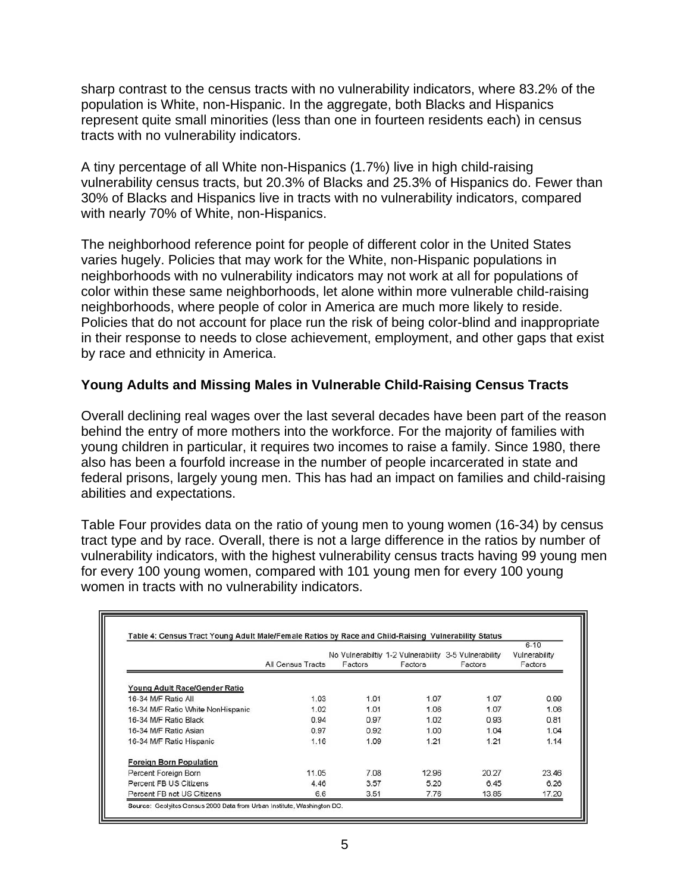sharp contrast to the census tracts with no vulnerability indicators, where 83.2% of the population is White, non-Hispanic. In the aggregate, both Blacks and Hispanics represent quite small minorities (less than one in fourteen residents each) in census tracts with no vulnerability indicators.

A tiny percentage of all White non-Hispanics (1.7%) live in high child-raising vulnerability census tracts, but 20.3% of Blacks and 25.3% of Hispanics do. Fewer than 30% of Blacks and Hispanics live in tracts with no vulnerability indicators, compared with nearly 70% of White, non-Hispanics.

The neighborhood reference point for people of different color in the United States varies hugely. Policies that may work for the White, non-Hispanic populations in neighborhoods with no vulnerability indicators may not work at all for populations of color within these same neighborhoods, let alone within more vulnerable child-raising neighborhoods, where people of color in America are much more likely to reside. Policies that do not account for place run the risk of being color-blind and inappropriate in their response to needs to close achievement, employment, and other gaps that exist by race and ethnicity in America.

### Young Adults and Missing Males in Vulnerable Child-Raising Census Tracts

Overall declining real wages over the last several decades have been part of the reason behind the entry of more mothers into the workforce. For the majority of families with young children in particular, it requires two incomes to raise a family. Since 1980, there also has been a fourfold increase in the number of people incarcerated in state and federal prisons, largely young men. This has had an impact on families and child-raising abilities and expectations.

Table Four provides data on the ratio of young men to young women (16-34) by census tract type and by race. Overall, there is not a large difference in the ratios by number of vulnerability indicators, with the highest vulnerability census tracts having 99 young men for every 100 young women, compared with 101 young men for every 100 young women in tracts with no vulnerability indicators.

**Table 4: Census Tract Young Adult Male/Female Ratios by Race and Child-Raising Vulnerability Status**

| | All Census Tracts | No Vulnerabiltiy Factors | 1-2 Vulnerability Factors | 3-5 Vulnerability Factors | 6-10 Vulnerability Factors |
|---|---|---|---|---|---|
| **Young Adult Race/Gender Ratio** | | | | | |
| 16-34 M/F Ratio All | 1.03 | 1.01 | 1.07 | 1.07 | 0.99 |
| 16-34 M/F Ratio White NonHispanic | 1.02 | 1.01 | 1.06 | 1.07 | 1.06 |
| 16-34 M/F Ratio Black | 0.94 | 0.97 | 1.02 | 0.93 | 0.81 |
| 16-34 M/F Ratio Asian | 0.97 | 0.92 | 1.00 | 1.04 | 1.04 |
| 16-34 M/F Ratio Hispanic | 1.16 | 1.09 | 1.21 | 1.21 | 1.14 |
| **Foreign Born Population** | | | | | |
| Percent Foreign Born | 11.05 | 7.08 | 12.96 | 20.27 | 23.46 |
| Percent FB US Citizens | 4.46 | 3.57 | 5.20 | 6.45 | 6.26 |
| Percent FB not US Citizens | 6.6 | 3.51 | 7.76 | 13.85 | 17.20 |

**Source:** Geolytics Census 2000 Data from Urban Institute, Washington DC.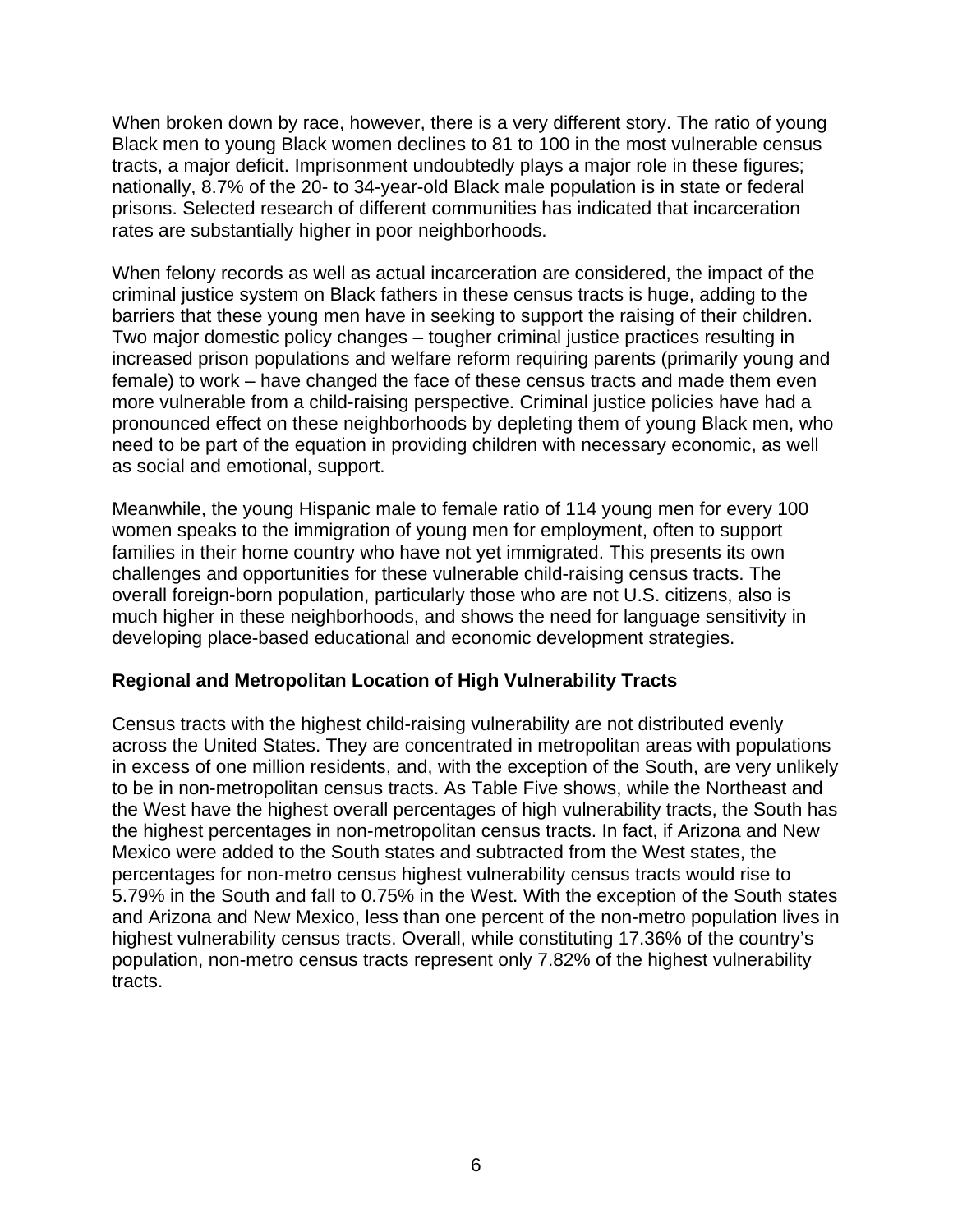When broken down by race, however, there is a very different story. The ratio of young Black men to young Black women declines to 81 to 100 in the most vulnerable census tracts, a major deficit. Imprisonment undoubtedly plays a major role in these figures; nationally, 8.7% of the 20- to 34-year-old Black male population is in state or federal prisons. Selected research of different communities has indicated that incarceration rates are substantially higher in poor neighborhoods.

When felony records as well as actual incarceration are considered, the impact of the criminal justice system on Black fathers in these census tracts is huge, adding to the barriers that these young men have in seeking to support the raising of their children. Two major domestic policy changes – tougher criminal justice practices resulting in increased prison populations and welfare reform requiring parents (primarily young and female) to work – have changed the face of these census tracts and made them even more vulnerable from a child-raising perspective. Criminal justice policies have had a pronounced effect on these neighborhoods by depleting them of young Black men, who need to be part of the equation in providing children with necessary economic, as well as social and emotional, support.

Meanwhile, the young Hispanic male to female ratio of 114 young men for every 100 women speaks to the immigration of young men for employment, often to support families in their home country who have not yet immigrated. This presents its own challenges and opportunities for these vulnerable child-raising census tracts. The overall foreign-born population, particularly those who are not U.S. citizens, also is much higher in these neighborhoods, and shows the need for language sensitivity in developing place-based educational and economic development strategies.

**Regional and Metropolitan Location of High Vulnerability Tracts**

Census tracts with the highest child-raising vulnerability are not distributed evenly across the United States. They are concentrated in metropolitan areas with populations in excess of one million residents, and, with the exception of the South, are very unlikely to be in non-metropolitan census tracts. As Table Five shows, while the Northeast and the West have the highest overall percentages of high vulnerability tracts, the South has the highest percentages in non-metropolitan census tracts. In fact, if Arizona and New Mexico were added to the South states and subtracted from the West states, the percentages for non-metro census highest vulnerability census tracts would rise to 5.79% in the South and fall to 0.75% in the West. With the exception of the South states and Arizona and New Mexico, less than one percent of the non-metro population lives in highest vulnerability census tracts. Overall, while constituting 17.36% of the country's population, non-metro census tracts represent only 7.82% of the highest vulnerability tracts.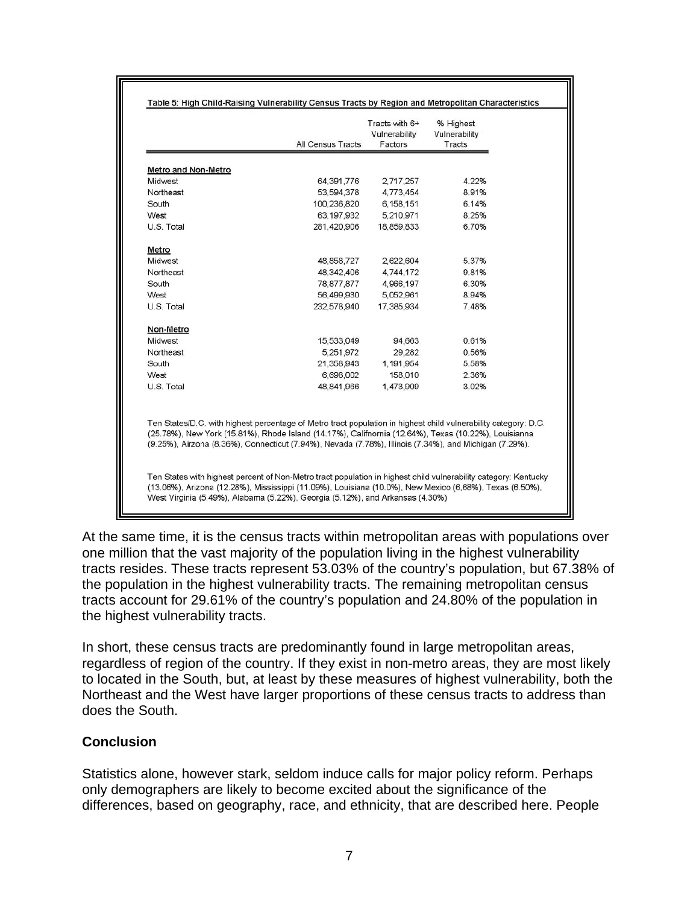**Table 5: High Child-Raising Vulnerability Census Tracts by Region and Metropolitan Characteristics**

| | All Census Tracts | Tracts with 6+ Vulnerability Factors | % Highest Vulnerability Tracts |
|---|---|---|---|
| **Metro and Non-Metro** | | | |
| Midwest | 64,391,776 | 2,717,257 | 4.22% |
| Northeast | 53,594,378 | 4,773,454 | 8.91% |
| South | 100,236,820 | 6,158,151 | 6.14% |
| West | 63,197,932 | 5,210,971 | 8.25% |
| U.S. Total | 281,420,906 | 18,859,833 | 6.70% |
| **Metro** | | | |
| Midwest | 48,858,727 | 2,622,604 | 5.37% |
| Northeast | 48,342,406 | 4,744,172 | 9.81% |
| South | 78,877,877 | 4,966,197 | 6.30% |
| West | 56,499,930 | 5,052,961 | 8.94% |
| U.S. Total | 232,578,940 | 17,385,934 | 7.48% |
| **Non-Metro** | | | |
| Midwest | 15,533,049 | 94,663 | 0.61% |
| Northeast | 5,251,972 | 29,282 | 0.56% |
| South | 21,358,943 | 1,191,954 | 5.58% |
| West | 6,698,002 | 158,010 | 2.36% |
| U.S. Total | 48,841,966 | 1,473,909 | 3.02% |

Ten States/D.C. with highest percentage of Metro tract population in highest child vulnerability category: D.C. (25.78%), New York (15.81%), Rhode Island (14.17%), Califnornia (12.64%), Texas (10.22%), Louisianna (9.25%), Airzona (8.36%), Connecticut (7.94%), Nevada (7.78%), Illinois (7.34%), and Michigan (7.29%).

Ten States with highest percent of Non-Metro tract population in highest child vulnerability category: Kentucky (13.06%), Arizona (12.28%), Mississippi (11.09%), Louisiana (10.0%), New Mexico (6,68%), Texas (6.50%), West Virginia (5.49%), Alabama (5.22%), Georgia (5.12%), and Arkansas (4.30%)

At the same time, it is the census tracts within metropolitan areas with populations over one million that the vast majority of the population living in the highest vulnerability tracts resides. These tracts represent 53.03% of the country's population, but 67.38% of the population in the highest vulnerability tracts. The remaining metropolitan census tracts account for 29.61% of the country's population and 24.80% of the population in the highest vulnerability tracts.

In short, these census tracts are predominantly found in large metropolitan areas, regardless of region of the country. If they exist in non-metro areas, they are most likely to located in the South, but, at least by these measures of highest vulnerability, both the Northeast and the West have larger proportions of these census tracts to address than does the South.

## Conclusion

Statistics alone, however stark, seldom induce calls for major policy reform. Perhaps only demographers are likely to become excited about the significance of the differences, based on geography, race, and ethnicity, that are described here. People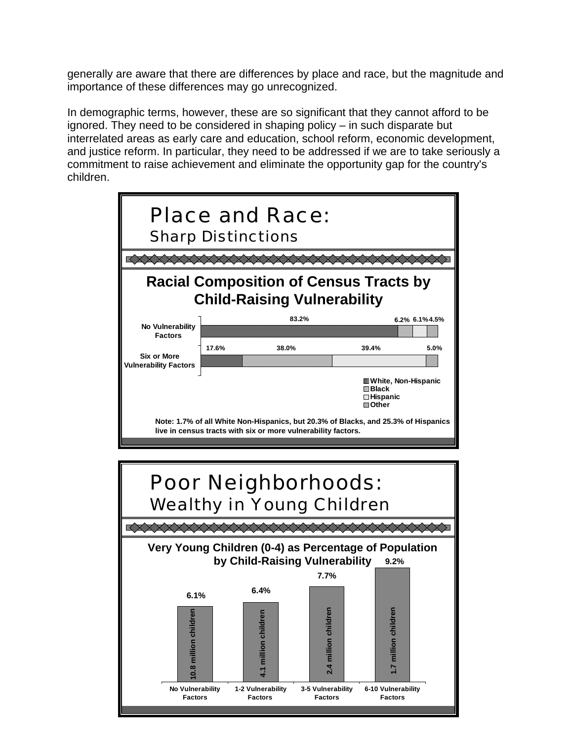generally are aware that there are differences by place and race, but the magnitude and importance of these differences may go unrecognized.

In demographic terms, however, these are so significant that they cannot afford to be ignored. They need to be considered in shaping policy – in such disparate but interrelated areas as early care and education, school reform, economic development, and justice reform. In particular, they need to be addressed if we are to take seriously a commitment to raise achievement and eliminate the opportunity gap for the country's children.

## Place and Race:
### Sharp Distinctions

**Racial Composition of Census Tracts by Child-Raising Vulnerability**

No Vulnerability Factors
83.2%
6.2%
6.1%
4.5%

Six or More Vulnerability Factors
17.6%
38.0%
39.4%
5.0%

White, Non-Hispanic
Black
Hispanic
Other

**Note: 1.7% of all White Non-Hispanics, but 20.3% of Blacks, and 25.3% of Hispanics live in census tracts with six or more vulnerability factors.**

## Poor Neighborhoods:
### Wealthy in Young Children

**Very Young Children (0-4) as Percentage of Population by Child-Raising Vulnerability**

No Vulnerability Factors
6.1%
10.8 million children

1-2 Vulnerability Factors
6.4%
4.1 million children

3-5 Vulnerability Factors
7.7%
2.4 million children

6-10 Vulnerability Factors
9.2%
1.7 million children